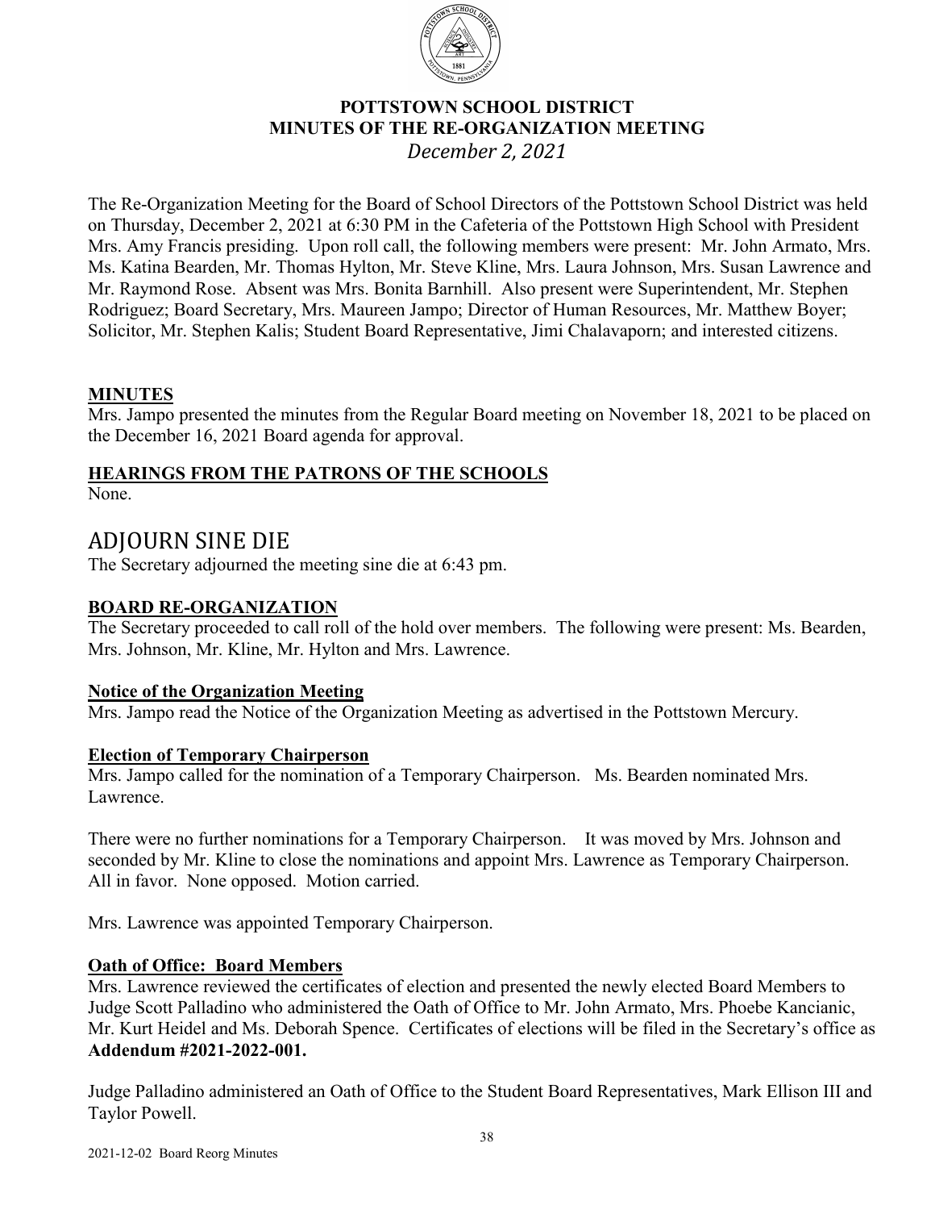**POTTSTOWN SCHOOL DISTRICT**
**MINUTES OF THE RE-ORGANIZATION MEETING**
*December 2, 2021*

The Re-Organization Meeting for the Board of School Directors of the Pottstown School District was held on Thursday, December 2, 2021 at 6:30 PM in the Cafeteria of the Pottstown High School with President Mrs. Amy Francis presiding. Upon roll call, the following members were present: Mr. John Armato, Mrs. Ms. Katina Bearden, Mr. Thomas Hylton, Mr. Steve Kline, Mrs. Laura Johnson, Mrs. Susan Lawrence and Mr. Raymond Rose. Absent was Mrs. Bonita Barnhill. Also present were Superintendent, Mr. Stephen Rodriguez; Board Secretary, Mrs. Maureen Jampo; Director of Human Resources, Mr. Matthew Boyer; Solicitor, Mr. Stephen Kalis; Student Board Representative, Jimi Chalavaporn; and interested citizens.

**MINUTES**

Mrs. Jampo presented the minutes from the Regular Board meeting on November 18, 2021 to be placed on the December 16, 2021 Board agenda for approval.

**HEARINGS FROM THE PATRONS OF THE SCHOOLS**

None.

# ADJOURN SINE DIE

The Secretary adjourned the meeting sine die at 6:43 pm.

**BOARD RE-ORGANIZATION**

The Secretary proceeded to call roll of the hold over members. The following were present: Ms. Bearden, Mrs. Johnson, Mr. Kline, Mr. Hylton and Mrs. Lawrence.

**Notice of the Organization Meeting**

Mrs. Jampo read the Notice of the Organization Meeting as advertised in the Pottstown Mercury.

**Election of Temporary Chairperson**

Mrs. Jampo called for the nomination of a Temporary Chairperson. Ms. Bearden nominated Mrs. Lawrence.

There were no further nominations for a Temporary Chairperson. It was moved by Mrs. Johnson and seconded by Mr. Kline to close the nominations and appoint Mrs. Lawrence as Temporary Chairperson. All in favor. None opposed. Motion carried.

Mrs. Lawrence was appointed Temporary Chairperson.

**Oath of Office: Board Members**

Mrs. Lawrence reviewed the certificates of election and presented the newly elected Board Members to Judge Scott Palladino who administered the Oath of Office to Mr. John Armato, Mrs. Phoebe Kancianic, Mr. Kurt Heidel and Ms. Deborah Spence. Certificates of elections will be filed in the Secretary's office as **Addendum #2021-2022-001.**

Judge Palladino administered an Oath of Office to the Student Board Representatives, Mark Ellison III and Taylor Powell.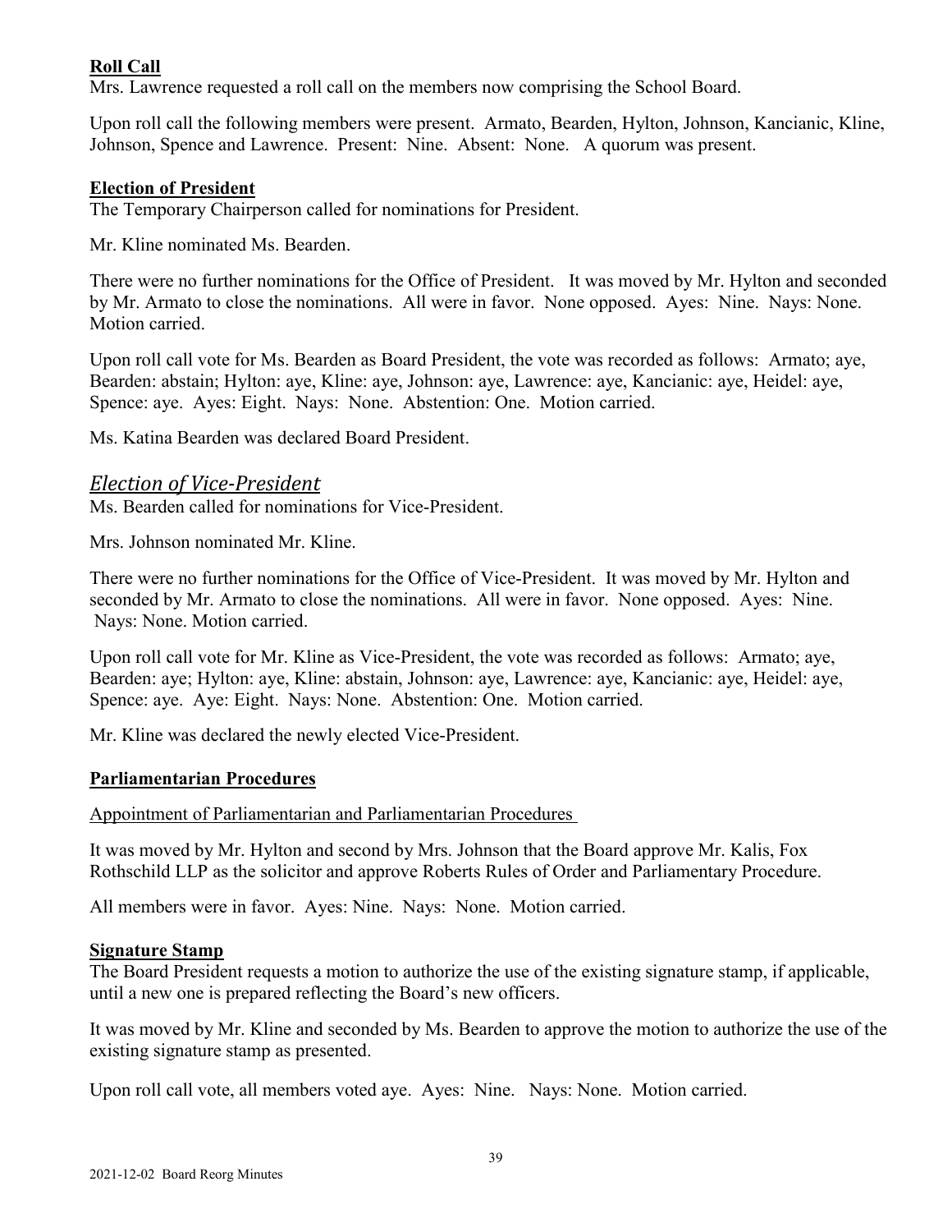## **Roll Call**

Mrs. Lawrence requested a roll call on the members now comprising the School Board.

Upon roll call the following members were present. Armato, Bearden, Hylton, Johnson, Kancianic, Kline, Johnson, Spence and Lawrence. Present: Nine. Absent: None. A quorum was present.

## **Election of President**

The Temporary Chairperson called for nominations for President.

Mr. Kline nominated Ms. Bearden.

There were no further nominations for the Office of President. It was moved by Mr. Hylton and seconded by Mr. Armato to close the nominations. All were in favor. None opposed. Ayes: Nine. Nays: None. Motion carried.

Upon roll call vote for Ms. Bearden as Board President, the vote was recorded as follows: Armato; aye, Bearden: abstain; Hylton: aye, Kline: aye, Johnson: aye, Lawrence: aye, Kancianic: aye, Heidel: aye, Spence: aye. Ayes: Eight. Nays: None. Abstention: One. Motion carried.

Ms. Katina Bearden was declared Board President.

## *Election of Vice-President*

Ms. Bearden called for nominations for Vice-President.

Mrs. Johnson nominated Mr. Kline.

There were no further nominations for the Office of Vice-President. It was moved by Mr. Hylton and seconded by Mr. Armato to close the nominations. All were in favor. None opposed. Ayes: Nine. Nays: None. Motion carried.

Upon roll call vote for Mr. Kline as Vice-President, the vote was recorded as follows: Armato; aye, Bearden: aye; Hylton: aye, Kline: abstain, Johnson: aye, Lawrence: aye, Kancianic: aye, Heidel: aye, Spence: aye. Aye: Eight. Nays: None. Abstention: One. Motion carried.

Mr. Kline was declared the newly elected Vice-President.

## **Parliamentarian Procedures**

Appointment of Parliamentarian and Parliamentarian Procedures

It was moved by Mr. Hylton and second by Mrs. Johnson that the Board approve Mr. Kalis, Fox Rothschild LLP as the solicitor and approve Roberts Rules of Order and Parliamentary Procedure.

All members were in favor. Ayes: Nine. Nays: None. Motion carried.

## **Signature Stamp**

The Board President requests a motion to authorize the use of the existing signature stamp, if applicable, until a new one is prepared reflecting the Board's new officers.

It was moved by Mr. Kline and seconded by Ms. Bearden to approve the motion to authorize the use of the existing signature stamp as presented.

Upon roll call vote, all members voted aye. Ayes: Nine. Nays: None. Motion carried.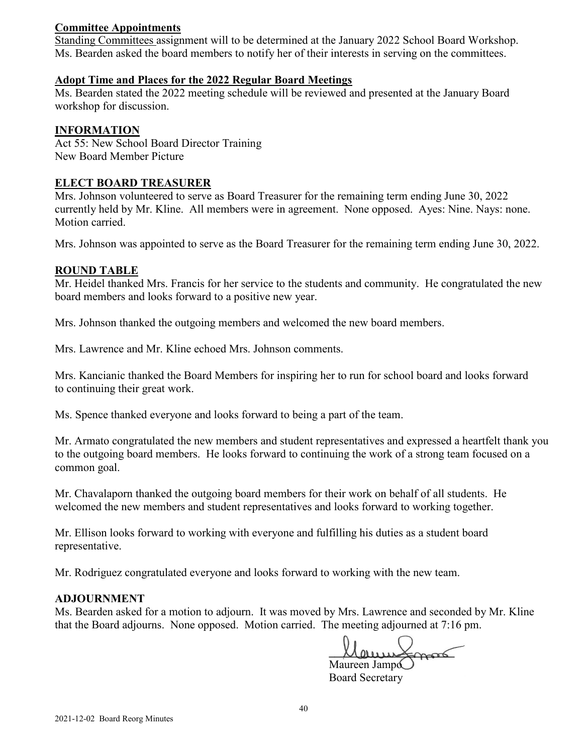### **Committee Appointments**

Standing Committees assignment will to be determined at the January 2022 School Board Workshop. Ms. Bearden asked the board members to notify her of their interests in serving on the committees.

### **Adopt Time and Places for the 2022 Regular Board Meetings**

Ms. Bearden stated the 2022 meeting schedule will be reviewed and presented at the January Board workshop for discussion.

## **INFORMATION**

Act 55: New School Board Director Training
New Board Member Picture

## **ELECT BOARD TREASURER**

Mrs. Johnson volunteered to serve as Board Treasurer for the remaining term ending June 30, 2022 currently held by Mr. Kline. All members were in agreement. None opposed. Ayes: Nine. Nays: none. Motion carried.

Mrs. Johnson was appointed to serve as the Board Treasurer for the remaining term ending June 30, 2022.

## **ROUND TABLE**

Mr. Heidel thanked Mrs. Francis for her service to the students and community. He congratulated the new board members and looks forward to a positive new year.

Mrs. Johnson thanked the outgoing members and welcomed the new board members.

Mrs. Lawrence and Mr. Kline echoed Mrs. Johnson comments.

Mrs. Kancianic thanked the Board Members for inspiring her to run for school board and looks forward to continuing their great work.

Ms. Spence thanked everyone and looks forward to being a part of the team.

Mr. Armato congratulated the new members and student representatives and expressed a heartfelt thank you to the outgoing board members. He looks forward to continuing the work of a strong team focused on a common goal.

Mr. Chavalaporn thanked the outgoing board members for their work on behalf of all students. He welcomed the new members and student representatives and looks forward to working together.

Mr. Ellison looks forward to working with everyone and fulfilling his duties as a student board representative.

Mr. Rodriguez congratulated everyone and looks forward to working with the new team.

## **ADJOURNMENT**

Ms. Bearden asked for a motion to adjourn. It was moved by Mrs. Lawrence and seconded by Mr. Kline that the Board adjourns. None opposed. Motion carried. The meeting adjourned at 7:16 pm.

Maureen Jampo
Board Secretary